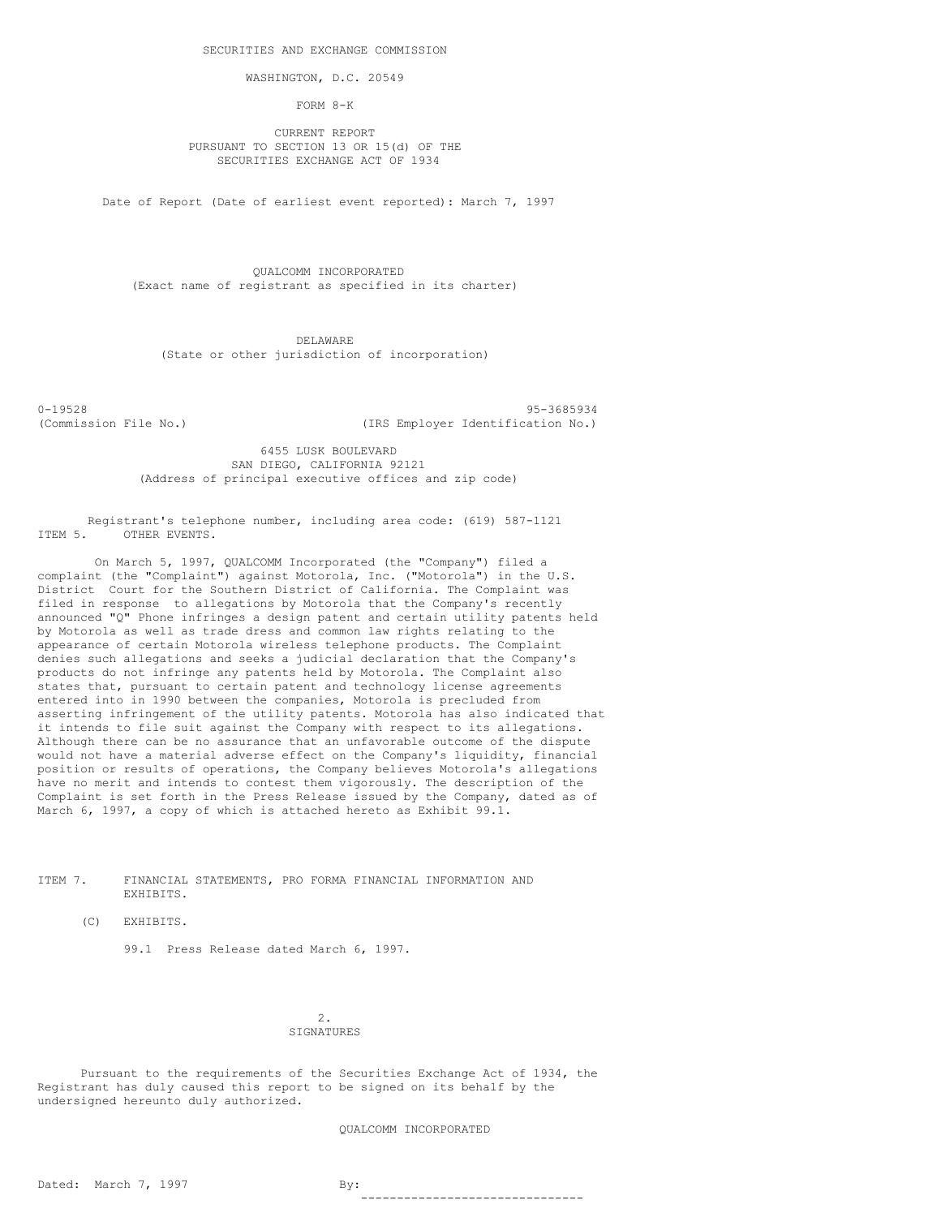SECURITIES AND EXCHANGE COMMISSION

WASHINGTON, D.C. 20549

# FORM 8-K

CURRENT REPORT
PURSUANT TO SECTION 13 OR 15(d) OF THE
SECURITIES EXCHANGE ACT OF 1934

Date of Report (Date of earliest event reported): March 7, 1997

QUALCOMM INCORPORATED
(Exact name of registrant as specified in its charter)

DELAWARE
(State or other jurisdiction of incorporation)

| 0-19528 | 95-3685934 |
|---|---|
| (Commission File No.) | (IRS Employer Identification No.) |

6455 LUSK BOULEVARD
SAN DIEGO, CALIFORNIA 92121
(Address of principal executive offices and zip code)

Registrant's telephone number, including area code: (619) 587-1121

ITEM 5. OTHER EVENTS.

On March 5, 1997, QUALCOMM Incorporated (the "Company") filed a complaint (the "Complaint") against Motorola, Inc. ("Motorola") in the U.S. District Court for the Southern District of California. The Complaint was filed in response to allegations by Motorola that the Company's recently announced "Q" Phone infringes a design patent and certain utility patents held by Motorola as well as trade dress and common law rights relating to the appearance of certain Motorola wireless telephone products. The Complaint denies such allegations and seeks a judicial declaration that the Company's products do not infringe any patents held by Motorola. The Complaint also states that, pursuant to certain patent and technology license agreements entered into in 1990 between the companies, Motorola is precluded from asserting infringement of the utility patents. Motorola has also indicated that it intends to file suit against the Company with respect to its allegations. Although there can be no assurance that an unfavorable outcome of the dispute would not have a material adverse effect on the Company's liquidity, financial position or results of operations, the Company believes Motorola's allegations have no merit and intends to contest them vigorously. The description of the Complaint is set forth in the Press Release issued by the Company, dated as of March 6, 1997, a copy of which is attached hereto as Exhibit 99.1.

ITEM 7. FINANCIAL STATEMENTS, PRO FORMA FINANCIAL INFORMATION AND EXHIBITS.

(C) EXHIBITS.

99.1 Press Release dated March 6, 1997.

SIGNATURES

Pursuant to the requirements of the Securities Exchange Act of 1934, the Registrant has duly caused this report to be signed on its behalf by the undersigned hereunto duly authorized.

QUALCOMM INCORPORATED

Dated: March 7, 1997

By: \_\_\_\_\_\_\_\_\_\_\_\_\_\_\_\_\_\_\_\_\_\_\_\_\_\_\_\_\_\_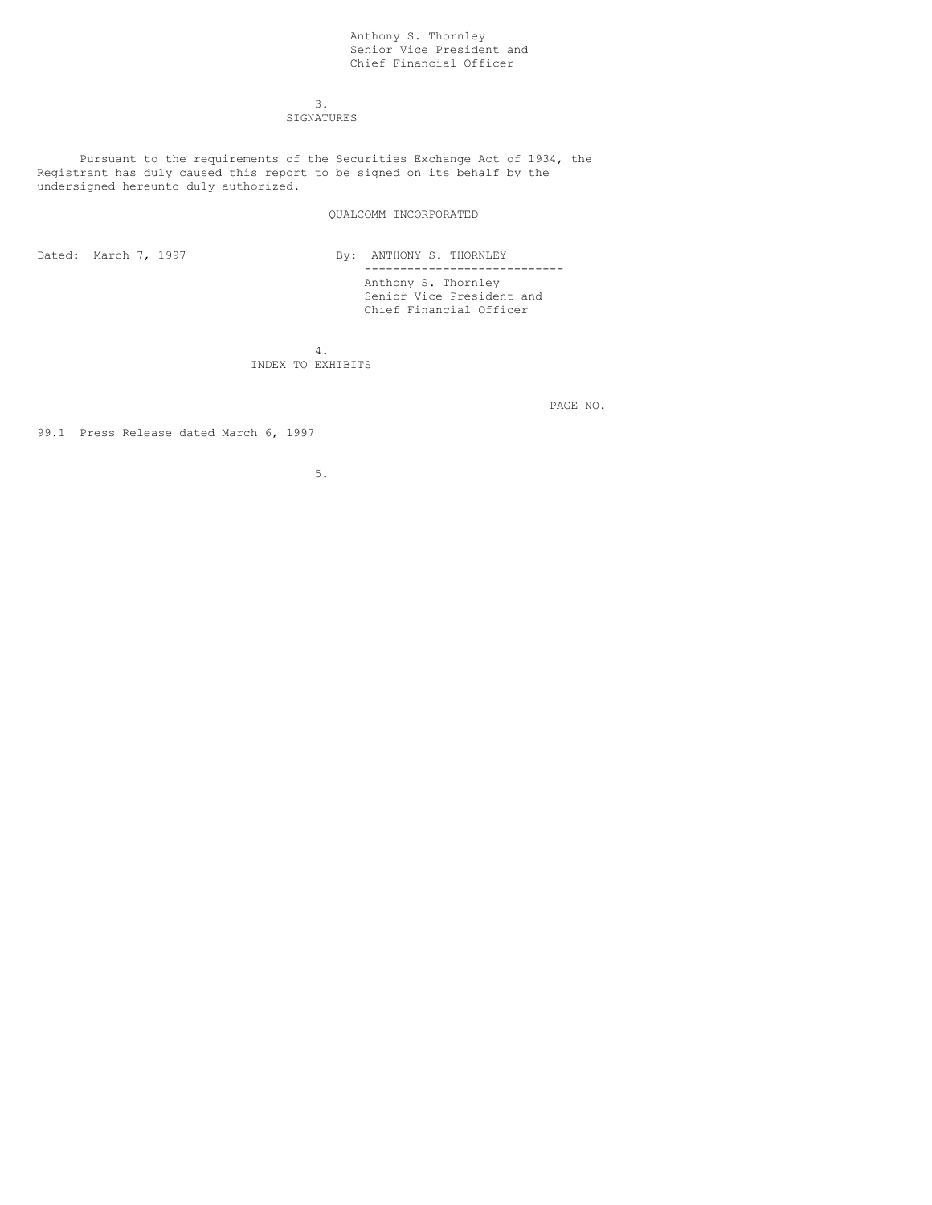Anthony S. Thornley
Senior Vice President and
Chief Financial Officer

## SIGNATURES

Pursuant to the requirements of the Securities Exchange Act of 1934, the Registrant has duly caused this report to be signed on its behalf by the undersigned hereunto duly authorized.

QUALCOMM INCORPORATED

Dated: March 7, 1997

By: ANTHONY S. THORNLEY

----------------------------

Anthony S. Thornley
Senior Vice President and
Chief Financial Officer

## INDEX TO EXHIBITS

| | PAGE NO. |
|---|---|
| 99.1 Press Release dated March 6, 1997 | |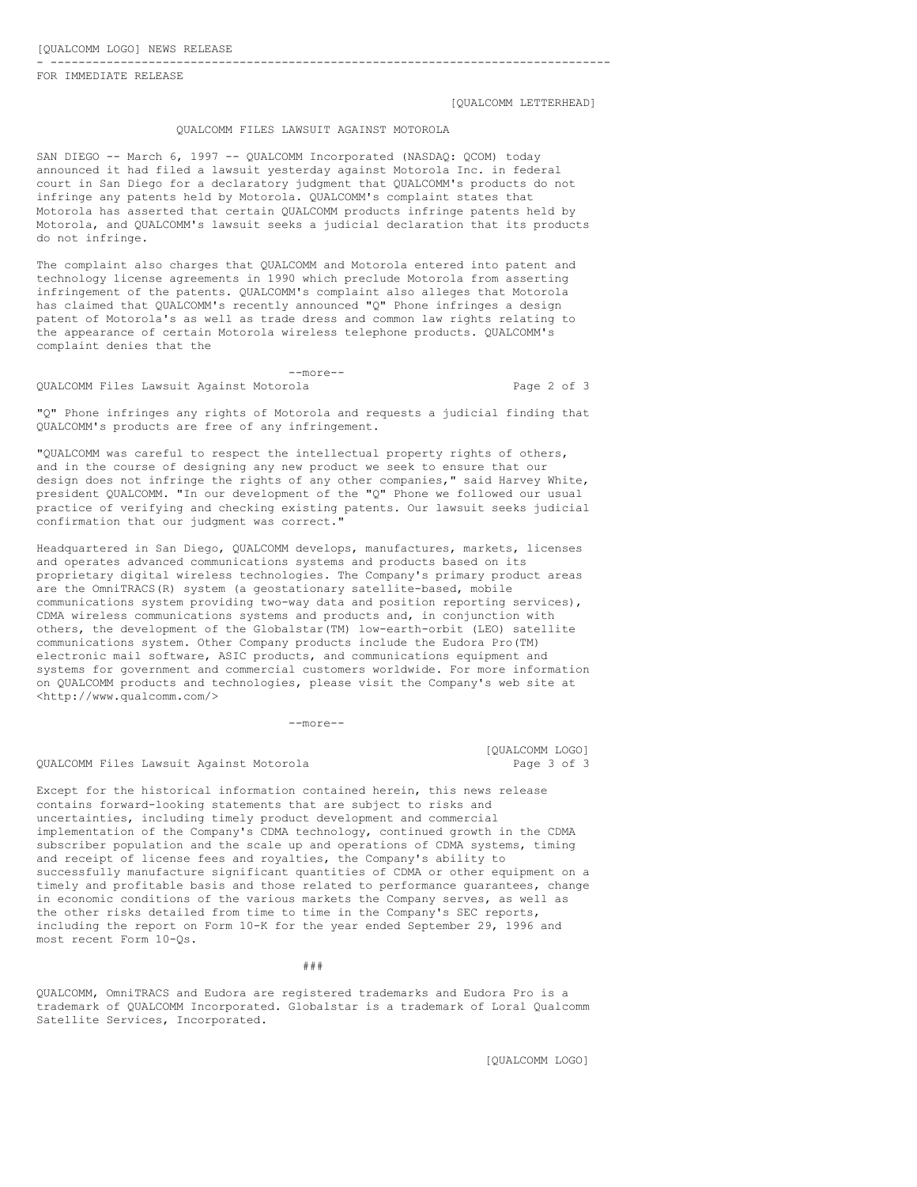[QUALCOMM LOGO] NEWS RELEASE

FOR IMMEDIATE RELEASE

[QUALCOMM LETTERHEAD]

# QUALCOMM FILES LAWSUIT AGAINST MOTOROLA

SAN DIEGO -- March 6, 1997 -- QUALCOMM Incorporated (NASDAQ: QCOM) today announced it had filed a lawsuit yesterday against Motorola Inc. in federal court in San Diego for a declaratory judgment that QUALCOMM's products do not infringe any patents held by Motorola. QUALCOMM's complaint states that Motorola has asserted that certain QUALCOMM products infringe patents held by Motorola, and QUALCOMM's lawsuit seeks a judicial declaration that its products do not infringe.

The complaint also charges that QUALCOMM and Motorola entered into patent and technology license agreements in 1990 which preclude Motorola from asserting infringement of the patents. QUALCOMM's complaint also alleges that Motorola has claimed that QUALCOMM's recently announced "Q" Phone infringes a design patent of Motorola's as well as trade dress and common law rights relating to the appearance of certain Motorola wireless telephone products. QUALCOMM's complaint denies that the "Q" Phone infringes any rights of Motorola and requests a judicial finding that QUALCOMM's products are free of any infringement.

"QUALCOMM was careful to respect the intellectual property rights of others, and in the course of designing any new product we seek to ensure that our design does not infringe the rights of any other companies," said Harvey White, president QUALCOMM. "In our development of the "Q" Phone we followed our usual practice of verifying and checking existing patents. Our lawsuit seeks judicial confirmation that our judgment was correct."

Headquartered in San Diego, QUALCOMM develops, manufactures, markets, licenses and operates advanced communications systems and products based on its proprietary digital wireless technologies. The Company's primary product areas are the OmniTRACS(R) system (a geostationary satellite-based, mobile communications system providing two-way data and position reporting services), CDMA wireless communications systems and products and, in conjunction with others, the development of the Globalstar(TM) low-earth-orbit (LEO) satellite communications system. Other Company products include the Eudora Pro(TM) electronic mail software, ASIC products, and communications equipment and systems for government and commercial customers worldwide. For more information on QUALCOMM products and technologies, please visit the Company's web site at <http://www.qualcomm.com/>

Except for the historical information contained herein, this news release contains forward-looking statements that are subject to risks and uncertainties, including timely product development and commercial implementation of the Company's CDMA technology, continued growth in the CDMA subscriber population and the scale up and operations of CDMA systems, timing and receipt of license fees and royalties, the Company's ability to successfully manufacture significant quantities of CDMA or other equipment on a timely and profitable basis and those related to performance guarantees, change in economic conditions of the various markets the Company serves, as well as the other risks detailed from time to time in the Company's SEC reports, including the report on Form 10-K for the year ended September 29, 1996 and most recent Form 10-Qs.

###

QUALCOMM, OmniTRACS and Eudora are registered trademarks and Eudora Pro is a trademark of QUALCOMM Incorporated. Globalstar is a trademark of Loral Qualcomm Satellite Services, Incorporated.

[QUALCOMM LOGO]